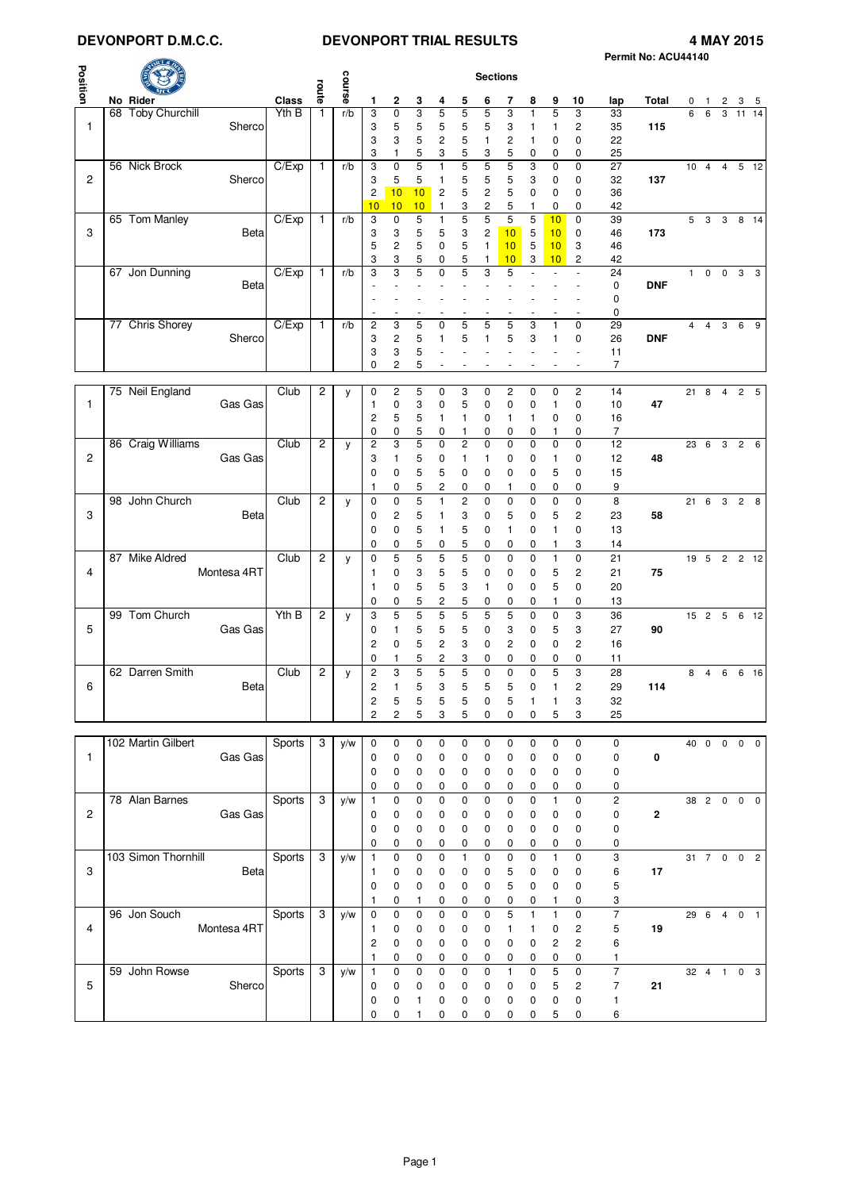# DEVONPORT D.M.C.C. — DEVONPORT TRIAL RESULTS — 4 MAY 2015

Permit No: ACU44140

| Position | No | Rider | Machine | Class | route | course | 1 | 2 | 3 | 4 | 5 | 6 | 7 | 8 | 9 | 10 | lap | Total | 0 | 1 | 2 | 3 | 5 |
|---|---|---|---|---|---|---|---|---|---|---|---|---|---|---|---|---|---|---|---|---|---|---|---|
| 1 | 68 | Toby Churchill | Sherco | Yth B | 1 | r/b | 3 | 0 | 3 | 5 | 5 | 5 | 3 | 1 | 5 | 3 | 33 | 115 | 6 | 6 | 3 | 11 | 14 |
| | | | | | | | 3 | 5 | 5 | 5 | 5 | 5 | 3 | 1 | 1 | 2 | 35 | | | | | | |
| | | | | | | | 3 | 3 | 5 | 2 | 5 | 1 | 2 | 1 | 0 | 0 | 22 | | | | | | |
| | | | | | | | 3 | 1 | 5 | 3 | 5 | 3 | 5 | 0 | 0 | 0 | 25 | | | | | | |
| 2 | 56 | Nick Brock | Sherco | C/Exp | 1 | r/b | 3 | 0 | 5 | 1 | 5 | 5 | 5 | 3 | 0 | 0 | 27 | 137 | 10 | 4 | 4 | 5 | 12 |
| | | | | | | | 3 | 5 | 5 | 1 | 5 | 5 | 5 | 3 | 0 | 0 | 32 | | | | | | |
| | | | | | | | 2 | 10 | 10 | 2 | 5 | 2 | 5 | 0 | 0 | 0 | 36 | | | | | | |
| | | | | | | | 10 | 10 | 10 | 1 | 3 | 2 | 5 | 1 | 0 | 0 | 42 | | | | | | |
| 3 | 65 | Tom Manley | Beta | C/Exp | 1 | r/b | 3 | 0 | 5 | 1 | 5 | 5 | 5 | 5 | 10 | 0 | 39 | 173 | 5 | 3 | 3 | 8 | 14 |
| | | | | | | | 3 | 3 | 5 | 5 | 3 | 2 | 10 | 5 | 10 | 0 | 46 | | | | | | |
| | | | | | | | 5 | 2 | 5 | 0 | 5 | 1 | 10 | 5 | 10 | 3 | 46 | | | | | | |
| | | | | | | | 3 | 3 | 5 | 0 | 5 | 1 | 10 | 3 | 10 | 2 | 42 | | | | | | |
| | 67 | Jon Dunning | Beta | C/Exp | 1 | r/b | 3 | 3 | 5 | 0 | 5 | 3 | 5 | - | - | - | 24 | DNF | 1 | 0 | 0 | 3 | 3 |
| | | | | | | | - | - | - | - | - | - | - | - | - | - | 0 | | | | | | |
| | | | | | | | - | - | - | - | - | - | - | - | - | - | 0 | | | | | | |
| | | | | | | | - | - | - | - | - | - | - | - | - | - | 0 | | | | | | |
| | 77 | Chris Shorey | Sherco | C/Exp | 1 | r/b | 2 | 3 | 5 | 0 | 5 | 5 | 5 | 3 | 1 | 0 | 29 | DNF | 4 | 4 | 3 | 6 | 9 |
| | | | | | | | 3 | 2 | 5 | 1 | 5 | 1 | 5 | 3 | 1 | 0 | 26 | | | | | | |
| | | | | | | | 3 | 3 | 5 | - | - | - | - | - | - | - | 11 | | | | | | |
| | | | | | | | 0 | 2 | 5 | - | - | - | - | - | - | - | 7 | | | | | | |
| 1 | 75 | Neil England | Gas Gas | Club | 2 | y | 0 | 2 | 5 | 0 | 3 | 0 | 2 | 0 | 0 | 2 | 14 | 47 | 21 | 8 | 4 | 2 | 5 |
| | | | | | | | 1 | 0 | 3 | 0 | 5 | 0 | 0 | 0 | 1 | 0 | 10 | | | | | | |
| | | | | | | | 2 | 5 | 5 | 1 | 1 | 0 | 1 | 1 | 0 | 0 | 16 | | | | | | |
| | | | | | | | 0 | 0 | 5 | 0 | 1 | 0 | 0 | 0 | 1 | 0 | 7 | | | | | | |
| 2 | 86 | Craig Williams | Gas Gas | Club | 2 | y | 2 | 3 | 5 | 0 | 2 | 0 | 0 | 0 | 0 | 0 | 12 | 48 | 23 | 6 | 3 | 2 | 6 |
| | | | | | | | 3 | 1 | 5 | 0 | 1 | 1 | 0 | 0 | 1 | 0 | 12 | | | | | | |
| | | | | | | | 0 | 0 | 5 | 5 | 0 | 0 | 0 | 0 | 5 | 0 | 15 | | | | | | |
| | | | | | | | 1 | 0 | 5 | 2 | 0 | 0 | 1 | 0 | 0 | 0 | 9 | | | | | | |
| 3 | 98 | John Church | Beta | Club | 2 | y | 0 | 0 | 5 | 1 | 2 | 0 | 0 | 0 | 0 | 0 | 8 | 58 | 21 | 6 | 3 | 2 | 8 |
| | | | | | | | 0 | 2 | 5 | 1 | 3 | 0 | 5 | 0 | 5 | 2 | 23 | | | | | | |
| | | | | | | | 0 | 0 | 5 | 1 | 5 | 0 | 1 | 0 | 1 | 0 | 13 | | | | | | |
| | | | | | | | 0 | 0 | 5 | 0 | 5 | 0 | 0 | 0 | 1 | 3 | 14 | | | | | | |
| 4 | 87 | Mike Aldred | Montesa 4RT | Club | 2 | y | 0 | 5 | 5 | 5 | 5 | 0 | 0 | 0 | 1 | 0 | 21 | 75 | 19 | 5 | 2 | 2 | 12 |
| | | | | | | | 1 | 0 | 3 | 5 | 5 | 0 | 0 | 0 | 5 | 2 | 21 | | | | | | |
| | | | | | | | 1 | 0 | 5 | 5 | 3 | 1 | 0 | 0 | 5 | 0 | 20 | | | | | | |
| | | | | | | | 0 | 0 | 5 | 2 | 5 | 0 | 0 | 0 | 1 | 0 | 13 | | | | | | |
| 5 | 99 | Tom Church | Gas Gas | Yth B | 2 | y | 3 | 5 | 5 | 5 | 5 | 5 | 5 | 0 | 0 | 3 | 36 | 90 | 15 | 2 | 5 | 6 | 12 |
| | | | | | | | 0 | 1 | 5 | 5 | 5 | 0 | 3 | 0 | 5 | 3 | 27 | | | | | | |
| | | | | | | | 2 | 0 | 5 | 2 | 3 | 0 | 2 | 0 | 0 | 2 | 16 | | | | | | |
| | | | | | | | 0 | 1 | 5 | 2 | 3 | 0 | 0 | 0 | 0 | 0 | 11 | | | | | | |
| 6 | 62 | Darren Smith | Beta | Club | 2 | y | 2 | 3 | 5 | 5 | 5 | 0 | 0 | 0 | 5 | 3 | 28 | 114 | 8 | 4 | 6 | 6 | 16 |
| | | | | | | | 2 | 1 | 5 | 3 | 5 | 5 | 5 | 0 | 1 | 2 | 29 | | | | | | |
| | | | | | | | 2 | 5 | 5 | 5 | 5 | 0 | 5 | 1 | 1 | 3 | 32 | | | | | | |
| | | | | | | | 2 | 2 | 5 | 3 | 5 | 0 | 0 | 0 | 5 | 3 | 25 | | | | | | |
| 1 | 102 | Martin Gilbert | Gas Gas | Sports | 3 | y/w | 0 | 0 | 0 | 0 | 0 | 0 | 0 | 0 | 0 | 0 | 0 | 0 | 40 | 0 | 0 | 0 | 0 |
| | | | | | | | 0 | 0 | 0 | 0 | 0 | 0 | 0 | 0 | 0 | 0 | 0 | | | | | | |
| | | | | | | | 0 | 0 | 0 | 0 | 0 | 0 | 0 | 0 | 0 | 0 | 0 | | | | | | |
| | | | | | | | 0 | 0 | 0 | 0 | 0 | 0 | 0 | 0 | 0 | 0 | 0 | | | | | | |
| 2 | 78 | Alan Barnes | Gas Gas | Sports | 3 | y/w | 1 | 0 | 0 | 0 | 0 | 0 | 0 | 0 | 1 | 0 | 2 | 2 | 38 | 2 | 0 | 0 | 0 |
| | | | | | | | 0 | 0 | 0 | 0 | 0 | 0 | 0 | 0 | 0 | 0 | 0 | | | | | | |
| | | | | | | | 0 | 0 | 0 | 0 | 0 | 0 | 0 | 0 | 0 | 0 | 0 | | | | | | |
| | | | | | | | 0 | 0 | 0 | 0 | 0 | 0 | 0 | 0 | 0 | 0 | 0 | | | | | | |
| 3 | 103 | Simon Thornhill | Beta | Sports | 3 | y/w | 1 | 0 | 0 | 0 | 1 | 0 | 0 | 0 | 1 | 0 | 3 | 17 | 31 | 7 | 0 | 0 | 2 |
| | | | | | | | 1 | 0 | 0 | 0 | 0 | 0 | 5 | 0 | 0 | 0 | 6 | | | | | | |
| | | | | | | | 0 | 0 | 0 | 0 | 0 | 0 | 5 | 0 | 0 | 0 | 5 | | | | | | |
| | | | | | | | 1 | 0 | 1 | 0 | 0 | 0 | 0 | 0 | 1 | 0 | 3 | | | | | | |
| 4 | 96 | Jon Souch | Montesa 4RT | Sports | 3 | y/w | 0 | 0 | 0 | 0 | 0 | 0 | 5 | 1 | 1 | 0 | 7 | 19 | 29 | 6 | 4 | 0 | 1 |
| | | | | | | | 1 | 0 | 0 | 0 | 0 | 0 | 1 | 1 | 0 | 2 | 5 | | | | | | |
| | | | | | | | 2 | 0 | 0 | 0 | 0 | 0 | 0 | 0 | 2 | 2 | 6 | | | | | | |
| | | | | | | | 1 | 0 | 0 | 0 | 0 | 0 | 0 | 0 | 0 | 0 | 1 | | | | | | |
| 5 | 59 | John Rowse | Sherco | Sports | 3 | y/w | 1 | 0 | 0 | 0 | 0 | 0 | 1 | 0 | 5 | 0 | 7 | 21 | 32 | 4 | 1 | 0 | 3 |
| | | | | | | | 0 | 0 | 0 | 0 | 0 | 0 | 0 | 0 | 5 | 2 | 7 | | | | | | |
| | | | | | | | 0 | 0 | 1 | 0 | 0 | 0 | 0 | 0 | 0 | 0 | 1 | | | | | | |
| | | | | | | | 0 | 0 | 1 | 0 | 0 | 0 | 0 | 0 | 5 | 0 | 6 | | | | | | |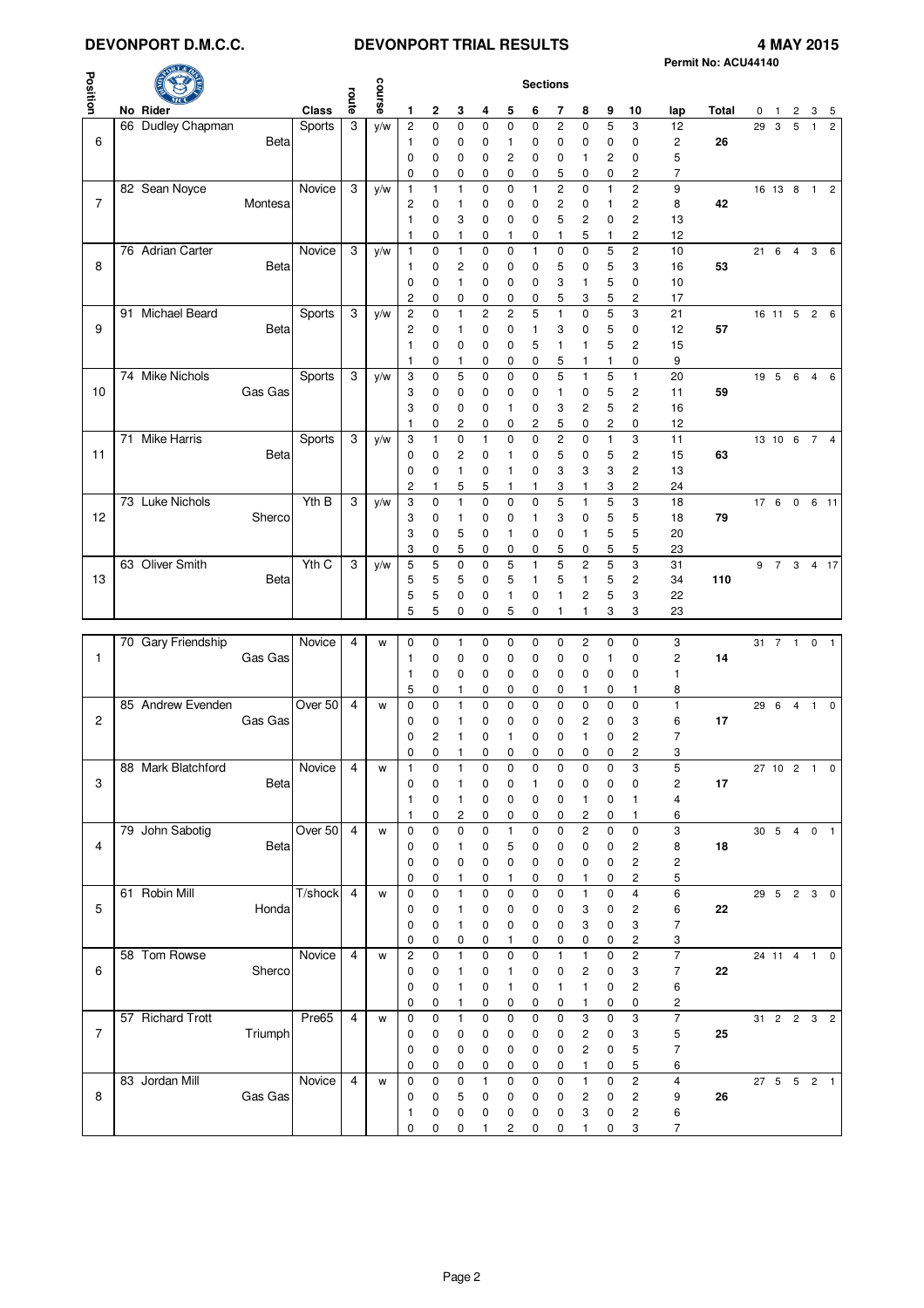**DEVONPORT D.M.C.C.** **DEVONPORT TRIAL RESULTS** **4 MAY 2015**

Permit No: ACU44140

| Position | No | Rider | Class | route | course | 1 | 2 | 3 | 4 | 5 | 6 | 7 | 8 | 9 | 10 | lap | Total | 0 | 1 | 2 | 3 | 5 |
|---|---|---|---|---|---|---|---|---|---|---|---|---|---|---|---|---|---|---|---|---|---|---|
| 6 | 66 | Dudley Chapman Beta | Sports | 3 | y/w | 2 | 0 | 0 | 0 | 0 | 0 | 2 | 0 | 5 | 3 | 12 | 26 | 29 | 3 | 5 | 1 | 2 |
| | | | | | | 1 | 0 | 0 | 0 | 1 | 0 | 0 | 0 | 0 | 0 | 2 | | | | | | |
| | | | | | | 0 | 0 | 0 | 0 | 2 | 0 | 0 | 1 | 2 | 0 | 5 | | | | | | |
| | | | | | | 0 | 0 | 0 | 0 | 0 | 0 | 5 | 0 | 0 | 2 | 7 | | | | | | |
| 7 | 82 | Sean Noyce Montesa | Novice | 3 | y/w | 1 | 1 | 1 | 0 | 0 | 1 | 2 | 0 | 1 | 2 | 9 | 42 | 16 | 13 | 8 | 1 | 2 |
| | | | | | | 2 | 0 | 1 | 0 | 0 | 0 | 2 | 0 | 1 | 2 | 8 | | | | | | |
| | | | | | | 1 | 0 | 3 | 0 | 0 | 0 | 5 | 2 | 0 | 2 | 13 | | | | | | |
| | | | | | | 1 | 0 | 1 | 0 | 1 | 0 | 1 | 5 | 1 | 2 | 12 | | | | | | |
| 8 | 76 | Adrian Carter Beta | Novice | 3 | y/w | 1 | 0 | 1 | 0 | 0 | 1 | 0 | 0 | 5 | 2 | 10 | 53 | 21 | 6 | 4 | 3 | 6 |
| | | | | | | 1 | 0 | 2 | 0 | 0 | 0 | 5 | 0 | 5 | 3 | 16 | | | | | | |
| | | | | | | 0 | 0 | 1 | 0 | 0 | 0 | 3 | 1 | 5 | 0 | 10 | | | | | | |
| | | | | | | 2 | 0 | 0 | 0 | 0 | 0 | 5 | 3 | 5 | 2 | 17 | | | | | | |
| 9 | 91 | Michael Beard Beta | Sports | 3 | y/w | 2 | 0 | 1 | 2 | 2 | 5 | 1 | 0 | 5 | 3 | 21 | 57 | 16 | 11 | 5 | 2 | 6 |
| | | | | | | 2 | 0 | 1 | 0 | 0 | 1 | 3 | 0 | 5 | 0 | 12 | | | | | | |
| | | | | | | 1 | 0 | 0 | 0 | 0 | 5 | 1 | 1 | 5 | 2 | 15 | | | | | | |
| | | | | | | 1 | 0 | 1 | 0 | 0 | 0 | 5 | 1 | 1 | 0 | 9 | | | | | | |
| 10 | 74 | Mike Nichols Gas Gas | Sports | 3 | y/w | 3 | 0 | 5 | 0 | 0 | 0 | 5 | 1 | 5 | 1 | 20 | 59 | 19 | 5 | 6 | 4 | 6 |
| | | | | | | 3 | 0 | 0 | 0 | 0 | 0 | 1 | 0 | 5 | 2 | 11 | | | | | | |
| | | | | | | 3 | 0 | 0 | 0 | 1 | 0 | 3 | 2 | 5 | 2 | 16 | | | | | | |
| | | | | | | 1 | 0 | 2 | 0 | 0 | 2 | 5 | 0 | 2 | 0 | 12 | | | | | | |
| 11 | 71 | Mike Harris Beta | Sports | 3 | y/w | 3 | 1 | 0 | 1 | 0 | 0 | 2 | 0 | 1 | 3 | 11 | 63 | 13 | 10 | 6 | 7 | 4 |
| | | | | | | 0 | 0 | 2 | 0 | 1 | 0 | 5 | 0 | 5 | 2 | 15 | | | | | | |
| | | | | | | 0 | 0 | 1 | 0 | 1 | 0 | 3 | 3 | 3 | 2 | 13 | | | | | | |
| | | | | | | 2 | 1 | 5 | 5 | 1 | 1 | 3 | 1 | 3 | 2 | 24 | | | | | | |
| 12 | 73 | Luke Nichols Sherco | Yth B | 3 | y/w | 3 | 0 | 1 | 0 | 0 | 0 | 5 | 1 | 5 | 3 | 18 | 79 | 17 | 6 | 0 | 6 | 11 |
| | | | | | | 3 | 0 | 1 | 0 | 0 | 1 | 3 | 0 | 5 | 5 | 18 | | | | | | |
| | | | | | | 3 | 0 | 5 | 0 | 1 | 0 | 0 | 1 | 5 | 5 | 20 | | | | | | |
| | | | | | | 3 | 0 | 5 | 0 | 0 | 0 | 5 | 0 | 5 | 5 | 23 | | | | | | |
| 13 | 63 | Oliver Smith Beta | Yth C | 3 | y/w | 5 | 5 | 0 | 0 | 5 | 1 | 5 | 2 | 5 | 3 | 31 | 110 | 9 | 7 | 3 | 4 | 17 |
| | | | | | | 5 | 5 | 5 | 0 | 5 | 1 | 5 | 1 | 5 | 2 | 34 | | | | | | |
| | | | | | | 5 | 5 | 0 | 0 | 1 | 0 | 1 | 2 | 5 | 3 | 22 | | | | | | |
| | | | | | | 5 | 5 | 0 | 0 | 5 | 0 | 1 | 1 | 3 | 3 | 23 | | | | | | |

| Position | No | Rider | Class | route | course | 1 | 2 | 3 | 4 | 5 | 6 | 7 | 8 | 9 | 10 | lap | Total | 0 | 1 | 2 | 3 | 5 |
|---|---|---|---|---|---|---|---|---|---|---|---|---|---|---|---|---|---|---|---|---|---|---|
| 1 | 70 | Gary Friendship Gas Gas | Novice | 4 | w | 0 | 0 | 1 | 0 | 0 | 0 | 0 | 2 | 0 | 0 | 3 | 14 | 31 | 7 | 1 | 0 | 1 |
| | | | | | | 1 | 0 | 0 | 0 | 0 | 0 | 0 | 0 | 1 | 0 | 2 | | | | | | |
| | | | | | | 1 | 0 | 0 | 0 | 0 | 0 | 0 | 0 | 0 | 0 | 1 | | | | | | |
| | | | | | | 5 | 0 | 1 | 0 | 0 | 0 | 0 | 1 | 0 | 1 | 8 | | | | | | |
| 2 | 85 | Andrew Evenden Gas Gas | Over 50 | 4 | w | 0 | 0 | 1 | 0 | 0 | 0 | 0 | 0 | 0 | 0 | 1 | 17 | 29 | 6 | 4 | 1 | 0 |
| | | | | | | 0 | 0 | 1 | 0 | 0 | 0 | 0 | 2 | 0 | 3 | 6 | | | | | | |
| | | | | | | 0 | 2 | 1 | 0 | 1 | 0 | 0 | 1 | 0 | 2 | 7 | | | | | | |
| | | | | | | 0 | 0 | 1 | 0 | 0 | 0 | 0 | 0 | 0 | 2 | 3 | | | | | | |
| 3 | 88 | Mark Blatchford Beta | Novice | 4 | w | 1 | 0 | 1 | 0 | 0 | 0 | 0 | 0 | 0 | 3 | 5 | 17 | 27 | 10 | 2 | 1 | 0 |
| | | | | | | 0 | 0 | 1 | 0 | 0 | 1 | 0 | 0 | 0 | 0 | 2 | | | | | | |
| | | | | | | 1 | 0 | 1 | 0 | 0 | 0 | 0 | 1 | 0 | 1 | 4 | | | | | | |
| | | | | | | 1 | 0 | 2 | 0 | 0 | 0 | 0 | 2 | 0 | 1 | 6 | | | | | | |
| 4 | 79 | John Sabotig Beta | Over 50 | 4 | w | 0 | 0 | 0 | 0 | 1 | 0 | 0 | 2 | 0 | 0 | 3 | 18 | 30 | 5 | 4 | 0 | 1 |
| | | | | | | 0 | 0 | 1 | 0 | 5 | 0 | 0 | 0 | 0 | 2 | 8 | | | | | | |
| | | | | | | 0 | 0 | 0 | 0 | 0 | 0 | 0 | 0 | 0 | 2 | 2 | | | | | | |
| | | | | | | 0 | 0 | 1 | 0 | 1 | 0 | 0 | 1 | 0 | 2 | 5 | | | | | | |
| 5 | 61 | Robin Mill Honda | T/shock | 4 | w | 0 | 0 | 1 | 0 | 0 | 0 | 0 | 1 | 0 | 4 | 6 | 22 | 29 | 5 | 2 | 3 | 0 |
| | | | | | | 0 | 0 | 1 | 0 | 0 | 0 | 0 | 3 | 0 | 2 | 6 | | | | | | |
| | | | | | | 0 | 0 | 1 | 0 | 0 | 0 | 0 | 3 | 0 | 3 | 7 | | | | | | |
| | | | | | | 0 | 0 | 0 | 0 | 1 | 0 | 0 | 0 | 0 | 2 | 3 | | | | | | |
| 6 | 58 | Tom Rowse Sherco | Novice | 4 | w | 2 | 0 | 1 | 0 | 0 | 0 | 1 | 1 | 0 | 2 | 7 | 22 | 24 | 11 | 4 | 1 | 0 |
| | | | | | | 0 | 0 | 1 | 0 | 1 | 0 | 0 | 2 | 0 | 3 | 7 | | | | | | |
| | | | | | | 0 | 0 | 1 | 0 | 1 | 0 | 1 | 1 | 0 | 2 | 6 | | | | | | |
| | | | | | | 0 | 0 | 1 | 0 | 0 | 0 | 0 | 1 | 0 | 0 | 2 | | | | | | |
| 7 | 57 | Richard Trott Triumph | Pre65 | 4 | w | 0 | 0 | 1 | 0 | 0 | 0 | 0 | 3 | 0 | 3 | 7 | 25 | 31 | 2 | 2 | 3 | 2 |
| | | | | | | 0 | 0 | 0 | 0 | 0 | 0 | 0 | 2 | 0 | 3 | 5 | | | | | | |
| | | | | | | 0 | 0 | 0 | 0 | 0 | 0 | 0 | 2 | 0 | 5 | 7 | | | | | | |
| | | | | | | 0 | 0 | 0 | 0 | 0 | 0 | 0 | 1 | 0 | 5 | 6 | | | | | | |
| 8 | 83 | Jordan Mill Gas Gas | Novice | 4 | w | 0 | 0 | 0 | 1 | 0 | 0 | 0 | 1 | 0 | 2 | 4 | 26 | 27 | 5 | 5 | 2 | 1 |
| | | | | | | 0 | 0 | 5 | 0 | 0 | 0 | 0 | 2 | 0 | 2 | 9 | | | | | | |
| | | | | | | 1 | 0 | 0 | 0 | 0 | 0 | 0 | 3 | 0 | 2 | 6 | | | | | | |
| | | | | | | 0 | 0 | 0 | 1 | 2 | 0 | 0 | 1 | 0 | 3 | 7 | | | | | | |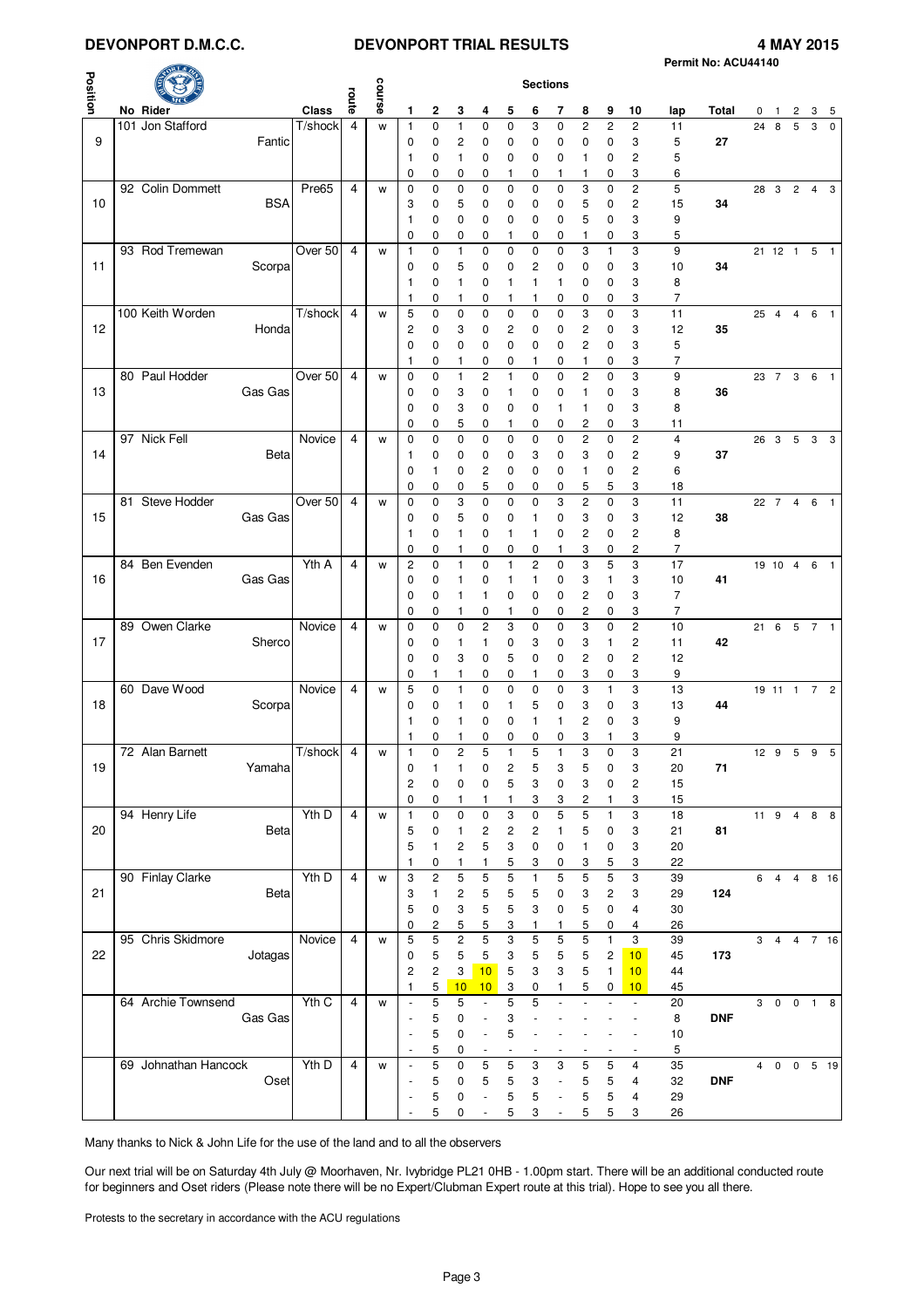# DEVONPORT D.M.C.C. — DEVONPORT TRIAL RESULTS — 4 MAY 2015

Permit No: ACU44140

| Position | No | Rider | Class | route | course | 1 | 2 | 3 | 4 | 5 | 6 | 7 | 8 | 9 | 10 | lap | Total | 0 | 1 | 2 | 3 | 5 |
|---|---|---|---|---|---|---|---|---|---|---|---|---|---|---|---|---|---|---|---|---|---|---|
| 9 | 101 | Jon Stafford (Fantic) | T/shock | 4 | w | 1 | 0 | 1 | 0 | 0 | 3 | 0 | 2 | 2 | 2 | 11 | 27 | 24 | 8 | 5 | 3 | 0 |
| | | | | | | 0 | 0 | 2 | 0 | 0 | 0 | 0 | 0 | 0 | 3 | 5 | | | | | | |
| | | | | | | 1 | 0 | 1 | 0 | 0 | 0 | 0 | 1 | 0 | 2 | 5 | | | | | | |
| | | | | | | 0 | 0 | 0 | 0 | 1 | 0 | 1 | 1 | 0 | 3 | 6 | | | | | | |
| 10 | 92 | Colin Dommett (BSA) | Pre65 | 4 | w | 0 | 0 | 0 | 0 | 0 | 0 | 0 | 3 | 0 | 2 | 5 | 34 | 28 | 3 | 2 | 4 | 3 |
| | | | | | | 3 | 0 | 5 | 0 | 0 | 0 | 0 | 5 | 0 | 2 | 15 | | | | | | |
| | | | | | | 1 | 0 | 0 | 0 | 0 | 0 | 0 | 5 | 0 | 3 | 9 | | | | | | |
| | | | | | | 0 | 0 | 0 | 0 | 1 | 0 | 0 | 1 | 0 | 3 | 5 | | | | | | |
| 11 | 93 | Rod Tremewan (Scorpa) | Over 50 | 4 | w | 1 | 0 | 1 | 0 | 0 | 0 | 0 | 3 | 1 | 3 | 9 | 34 | 21 | 12 | 1 | 5 | 1 |
| | | | | | | 0 | 0 | 5 | 0 | 0 | 2 | 0 | 0 | 0 | 3 | 10 | | | | | | |
| | | | | | | 1 | 0 | 1 | 0 | 1 | 1 | 1 | 0 | 0 | 3 | 8 | | | | | | |
| | | | | | | 1 | 0 | 1 | 0 | 1 | 1 | 0 | 0 | 0 | 3 | 7 | | | | | | |
| 12 | 100 | Keith Worden (Honda) | T/shock | 4 | w | 5 | 0 | 0 | 0 | 0 | 0 | 0 | 3 | 0 | 3 | 11 | 35 | 25 | 4 | 4 | 6 | 1 |
| | | | | | | 2 | 0 | 3 | 0 | 2 | 0 | 0 | 2 | 0 | 3 | 12 | | | | | | |
| | | | | | | 0 | 0 | 0 | 0 | 0 | 0 | 0 | 2 | 0 | 3 | 5 | | | | | | |
| | | | | | | 1 | 0 | 1 | 0 | 0 | 1 | 0 | 1 | 0 | 3 | 7 | | | | | | |
| 13 | 80 | Paul Hodder (Gas Gas) | Over 50 | 4 | w | 0 | 0 | 1 | 2 | 1 | 0 | 0 | 2 | 0 | 3 | 9 | 36 | 23 | 7 | 3 | 6 | 1 |
| | | | | | | 0 | 0 | 3 | 0 | 1 | 0 | 0 | 1 | 0 | 3 | 8 | | | | | | |
| | | | | | | 0 | 0 | 3 | 0 | 0 | 0 | 1 | 1 | 0 | 3 | 8 | | | | | | |
| | | | | | | 0 | 0 | 5 | 0 | 1 | 0 | 0 | 2 | 0 | 3 | 11 | | | | | | |
| 14 | 97 | Nick Fell (Beta) | Novice | 4 | w | 0 | 0 | 0 | 0 | 0 | 0 | 0 | 2 | 0 | 2 | 4 | 37 | 26 | 3 | 5 | 3 | 3 |
| | | | | | | 1 | 0 | 0 | 0 | 0 | 3 | 0 | 3 | 0 | 2 | 9 | | | | | | |
| | | | | | | 0 | 1 | 0 | 2 | 0 | 0 | 0 | 1 | 0 | 2 | 6 | | | | | | |
| | | | | | | 0 | 0 | 0 | 5 | 0 | 0 | 0 | 5 | 5 | 3 | 18 | | | | | | |
| 15 | 81 | Steve Hodder (Gas Gas) | Over 50 | 4 | w | 0 | 0 | 3 | 0 | 0 | 0 | 3 | 2 | 0 | 3 | 11 | 38 | 22 | 7 | 4 | 6 | 1 |
| | | | | | | 0 | 0 | 5 | 0 | 0 | 1 | 0 | 3 | 0 | 3 | 12 | | | | | | |
| | | | | | | 1 | 0 | 1 | 0 | 1 | 1 | 0 | 2 | 0 | 2 | 8 | | | | | | |
| | | | | | | 0 | 0 | 1 | 0 | 0 | 0 | 1 | 3 | 0 | 2 | 7 | | | | | | |
| 16 | 84 | Ben Evenden (Gas Gas) | Yth A | 4 | w | 2 | 0 | 1 | 0 | 1 | 2 | 0 | 3 | 5 | 3 | 17 | 41 | 19 | 10 | 4 | 6 | 1 |
| | | | | | | 0 | 0 | 1 | 0 | 1 | 1 | 0 | 3 | 1 | 3 | 10 | | | | | | |
| | | | | | | 0 | 0 | 1 | 1 | 0 | 0 | 0 | 2 | 0 | 3 | 7 | | | | | | |
| | | | | | | 0 | 0 | 1 | 0 | 1 | 0 | 0 | 2 | 0 | 3 | 7 | | | | | | |
| 17 | 89 | Owen Clarke (Sherco) | Novice | 4 | w | 0 | 0 | 0 | 2 | 3 | 0 | 0 | 3 | 0 | 2 | 10 | 42 | 21 | 6 | 5 | 7 | 1 |
| | | | | | | 0 | 0 | 1 | 1 | 0 | 3 | 0 | 3 | 1 | 2 | 11 | | | | | | |
| | | | | | | 0 | 0 | 3 | 0 | 5 | 0 | 0 | 2 | 0 | 2 | 12 | | | | | | |
| | | | | | | 0 | 1 | 1 | 0 | 0 | 1 | 0 | 3 | 0 | 3 | 9 | | | | | | |
| 18 | 60 | Dave Wood (Scorpa) | Novice | 4 | w | 5 | 0 | 1 | 0 | 0 | 0 | 0 | 3 | 1 | 3 | 13 | 44 | 19 | 11 | 1 | 7 | 2 |
| | | | | | | 0 | 0 | 1 | 0 | 1 | 5 | 0 | 3 | 0 | 3 | 13 | | | | | | |
| | | | | | | 1 | 0 | 1 | 0 | 0 | 1 | 1 | 2 | 0 | 3 | 9 | | | | | | |
| | | | | | | 1 | 0 | 1 | 0 | 0 | 0 | 0 | 3 | 1 | 3 | 9 | | | | | | |
| 19 | 72 | Alan Barnett (Yamaha) | T/shock | 4 | w | 1 | 0 | 2 | 5 | 1 | 5 | 1 | 3 | 0 | 3 | 21 | 71 | 12 | 9 | 5 | 9 | 5 |
| | | | | | | 0 | 1 | 1 | 0 | 2 | 5 | 3 | 5 | 0 | 3 | 20 | | | | | | |
| | | | | | | 2 | 0 | 0 | 0 | 5 | 3 | 0 | 3 | 0 | 2 | 15 | | | | | | |
| | | | | | | 0 | 0 | 1 | 1 | 1 | 3 | 3 | 2 | 1 | 3 | 15 | | | | | | |
| 20 | 94 | Henry Life (Beta) | Yth D | 4 | w | 1 | 0 | 0 | 0 | 3 | 0 | 5 | 5 | 1 | 3 | 18 | 81 | 11 | 9 | 4 | 8 | 8 |
| | | | | | | 5 | 0 | 1 | 2 | 2 | 2 | 1 | 5 | 0 | 3 | 21 | | | | | | |
| | | | | | | 5 | 1 | 2 | 5 | 3 | 0 | 0 | 1 | 0 | 3 | 20 | | | | | | |
| | | | | | | 1 | 0 | 1 | 1 | 5 | 3 | 0 | 3 | 5 | 3 | 22 | | | | | | |
| 21 | 90 | Finlay Clarke (Beta) | Yth D | 4 | w | 3 | 2 | 5 | 5 | 5 | 1 | 5 | 5 | 5 | 3 | 39 | 124 | 6 | 4 | 4 | 8 | 16 |
| | | | | | | 3 | 1 | 2 | 5 | 5 | 5 | 0 | 3 | 2 | 3 | 29 | | | | | | |
| | | | | | | 5 | 0 | 3 | 5 | 5 | 3 | 0 | 5 | 0 | 4 | 30 | | | | | | |
| | | | | | | 0 | 2 | 5 | 5 | 3 | 1 | 1 | 5 | 0 | 4 | 26 | | | | | | |
| 22 | 95 | Chris Skidmore (Jotagas) | Novice | 4 | w | 5 | 5 | 2 | 5 | 3 | 5 | 5 | 5 | 1 | 3 | 39 | 173 | 3 | 4 | 4 | 7 | 16 |
| | | | | | | 0 | 5 | 5 | 5 | 3 | 5 | 5 | 5 | 2 | 10 | 45 | | | | | | |
| | | | | | | 2 | 2 | 3 | 10 | 5 | 3 | 3 | 5 | 1 | 10 | 44 | | | | | | |
| | | | | | | 1 | 5 | 10 | 10 | 3 | 0 | 1 | 5 | 0 | 10 | 45 | | | | | | |
| | 64 | Archie Townsend (Gas Gas) | Yth C | 4 | w | - | 5 | 5 | - | 5 | 5 | - | - | - | - | 20 | DNF | 3 | 0 | 0 | 1 | 8 |
| | | | | | | - | 5 | 0 | - | 3 | - | - | - | - | - | 8 | | | | | | |
| | | | | | | - | 5 | 0 | - | 5 | - | - | - | - | - | 10 | | | | | | |
| | | | | | | - | 5 | 0 | - | - | - | - | - | - | - | 5 | | | | | | |
| | 69 | Johnathan Hancock (Oset) | Yth D | 4 | w | - | 5 | 0 | 5 | 5 | 3 | 3 | 5 | 5 | 4 | 35 | DNF | 4 | 0 | 0 | 5 | 19 |
| | | | | | | - | 5 | 0 | 5 | 5 | 3 | - | 5 | 5 | 4 | 32 | | | | | | |
| | | | | | | - | 5 | 0 | - | 5 | 5 | - | 5 | 5 | 4 | 29 | | | | | | |
| | | | | | | - | 5 | 0 | - | 5 | 3 | - | 5 | 5 | 3 | 26 | | | | | | |

Many thanks to Nick & John Life for the use of the land and to all the observers

Our next trial will be on Saturday 4th July @ Moorhaven, Nr. Ivybridge PL21 0HB - 1.00pm start. There will be an additional conducted route for beginners and Oset riders (Please note there will be no Expert/Clubman Expert route at this trial). Hope to see you all there.

Protests to the secretary in accordance with the ACU regulations